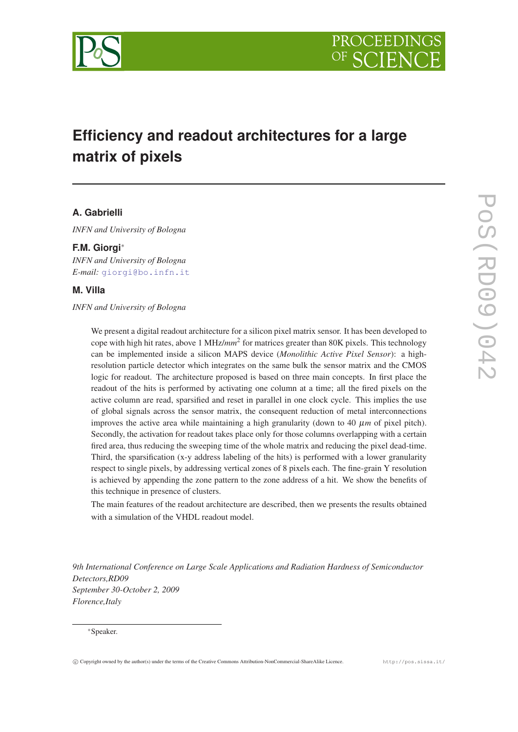# Efficiency and readout architectures for a large matrix of pixels

**A. Gabrielli**

*INFN and University of Bologna*

**F.M. Giorgi***

*INFN and University of Bologna*
*E-mail:* giorgi@bo.infn.it

**M. Villa**

*INFN and University of Bologna*

We present a digital readout architecture for a silicon pixel matrix sensor. It has been developed to cope with high hit rates, above 1 MHz/$mm^2$ for matrices greater than 80K pixels. This technology can be implemented inside a silicon MAPS device (*Monolithic Active Pixel Sensor*): a high-resolution particle detector which integrates on the same bulk the sensor matrix and the CMOS logic for readout. The architecture proposed is based on three main concepts. In first place the readout of the hits is performed by activating one column at a time; all the fired pixels on the active column are read, sparsified and reset in parallel in one clock cycle. This implies the use of global signals across the sensor matrix, the consequent reduction of metal interconnections improves the active area while maintaining a high granularity (down to 40 $\mu m$ of pixel pitch). Secondly, the activation for readout takes place only for those columns overlapping with a certain fired area, thus reducing the sweeping time of the whole matrix and reducing the pixel dead-time. Third, the sparsification (x-y address labeling of the hits) is performed with a lower granularity respect to single pixels, by addressing vertical zones of 8 pixels each. The fine-grain Y resolution is achieved by appending the zone pattern to the zone address of a hit. We show the benefits of this technique in presence of clusters.

The main features of the readout architecture are described, then we presents the results obtained with a simulation of the VHDL readout model.

*9th International Conference on Large Scale Applications and Radiation Hardness of Semiconductor Detectors,RD09*
*September 30-October 2, 2009*
*Florence,Italy*

*Speaker.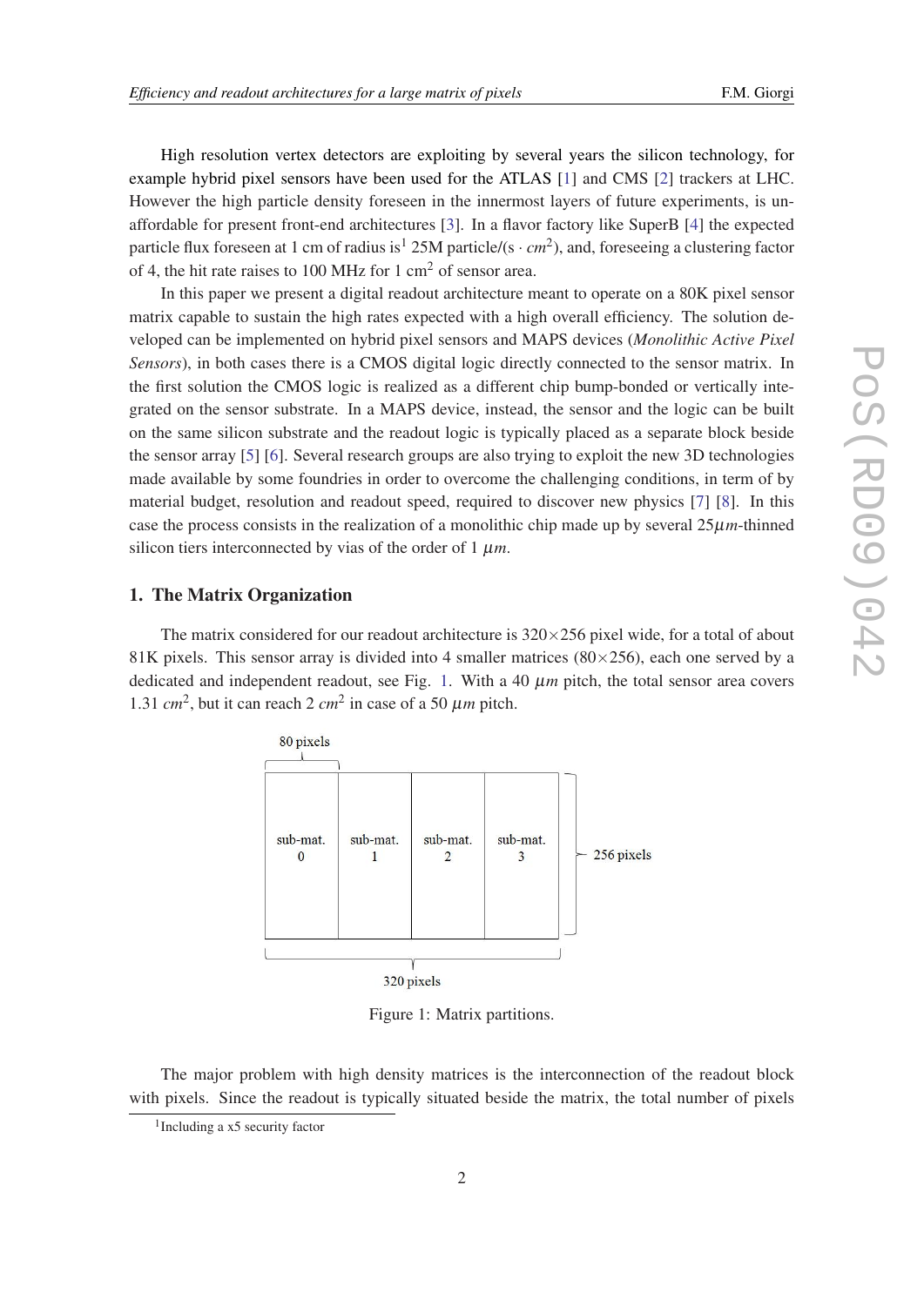High resolution vertex detectors are exploiting by several years the silicon technology, for example hybrid pixel sensors have been used for the ATLAS [1] and CMS [2] trackers at LHC. However the high particle density foreseen in the innermost layers of future experiments, is unaffordable for present front-end architectures [3]. In a flavor factory like SuperB [4] the expected particle flux foreseen at 1 cm of radius is[1] 25M particle/(s $\cdot$ $cm^2$), and, foreseeing a clustering factor of 4, the hit rate raises to 100 MHz for 1 $cm^2$ of sensor area.

In this paper we present a digital readout architecture meant to operate on a 80K pixel sensor matrix capable to sustain the high rates expected with a high overall efficiency. The solution developed can be implemented on hybrid pixel sensors and MAPS devices (*Monolithic Active Pixel Sensors*), in both cases there is a CMOS digital logic directly connected to the sensor matrix. In the first solution the CMOS logic is realized as a different chip bump-bonded or vertically integrated on the sensor substrate. In a MAPS device, instead, the sensor and the logic can be built on the same silicon substrate and the readout logic is typically placed as a separate block beside the sensor array [5] [6]. Several research groups are also trying to exploit the new 3D technologies made available by some foundries in order to overcome the challenging conditions, in term of by material budget, resolution and readout speed, required to discover new physics [7] [8]. In this case the process consists in the realization of a monolithic chip made up by several $25\mu m$-thinned silicon tiers interconnected by vias of the order of 1 $\mu m$.

## 1. The Matrix Organization

The matrix considered for our readout architecture is $320\times256$ pixel wide, for a total of about 81K pixels. This sensor array is divided into 4 smaller matrices ($80\times256$), each one served by a dedicated and independent readout, see Fig. 1. With a 40 $\mu m$ pitch, the total sensor area covers 1.31 $cm^2$, but it can reach 2 $cm^2$ in case of a 50 $\mu m$ pitch.

Figure 1: Matrix partitions.

The major problem with high density matrices is the interconnection of the readout block with pixels. Since the readout is typically situated beside the matrix, the total number of pixels

[1] Including a x5 security factor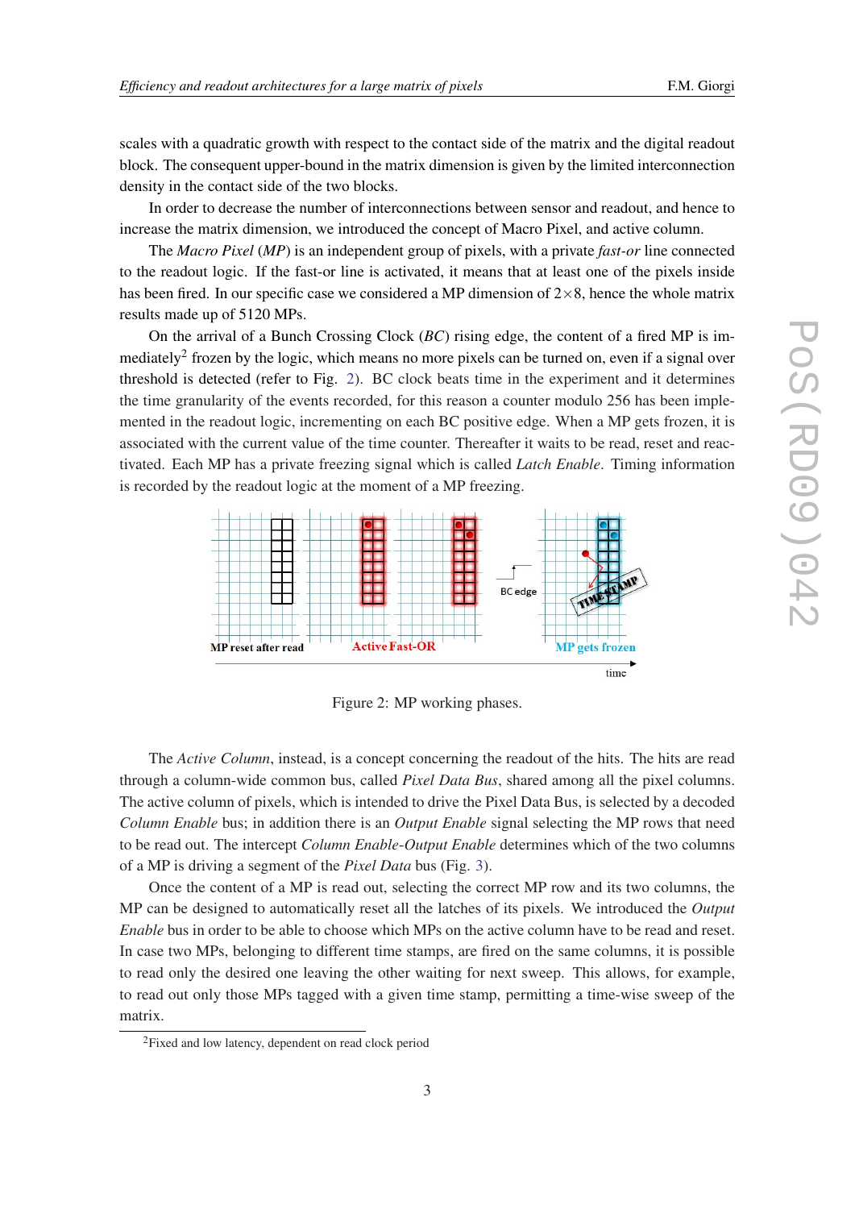scales with a quadratic growth with respect to the contact side of the matrix and the digital readout block. The consequent upper-bound in the matrix dimension is given by the limited interconnection density in the contact side of the two blocks.

In order to decrease the number of interconnections between sensor and readout, and hence to increase the matrix dimension, we introduced the concept of Macro Pixel, and active column.

The *Macro Pixel* (*MP*) is an independent group of pixels, with a private *fast-or* line connected to the readout logic. If the fast-or line is activated, it means that at least one of the pixels inside has been fired. In our specific case we considered a MP dimension of $2\times8$, hence the whole matrix results made up of 5120 MPs.

On the arrival of a Bunch Crossing Clock (*BC*) rising edge, the content of a fired MP is immediately[2] frozen by the logic, which means no more pixels can be turned on, even if a signal over threshold is detected (refer to Fig. 2). BC clock beats time in the experiment and it determines the time granularity of the events recorded, for this reason a counter modulo 256 has been implemented in the readout logic, incrementing on each BC positive edge. When a MP gets frozen, it is associated with the current value of the time counter. Thereafter it waits to be read, reset and reactivated. Each MP has a private freezing signal which is called *Latch Enable*. Timing information is recorded by the readout logic at the moment of a MP freezing.

Figure 2: MP working phases.

The *Active Column*, instead, is a concept concerning the readout of the hits. The hits are read through a column-wide common bus, called *Pixel Data Bus*, shared among all the pixel columns. The active column of pixels, which is intended to drive the Pixel Data Bus, is selected by a decoded *Column Enable* bus; in addition there is an *Output Enable* signal selecting the MP rows that need to be read out. The intercept *Column Enable-Output Enable* determines which of the two columns of a MP is driving a segment of the *Pixel Data* bus (Fig. 3).

Once the content of a MP is read out, selecting the correct MP row and its two columns, the MP can be designed to automatically reset all the latches of its pixels. We introduced the *Output Enable* bus in order to be able to choose which MPs on the active column have to be read and reset. In case two MPs, belonging to different time stamps, are fired on the same columns, it is possible to read only the desired one leaving the other waiting for next sweep. This allows, for example, to read out only those MPs tagged with a given time stamp, permitting a time-wise sweep of the matrix.

[2] Fixed and low latency, dependent on read clock period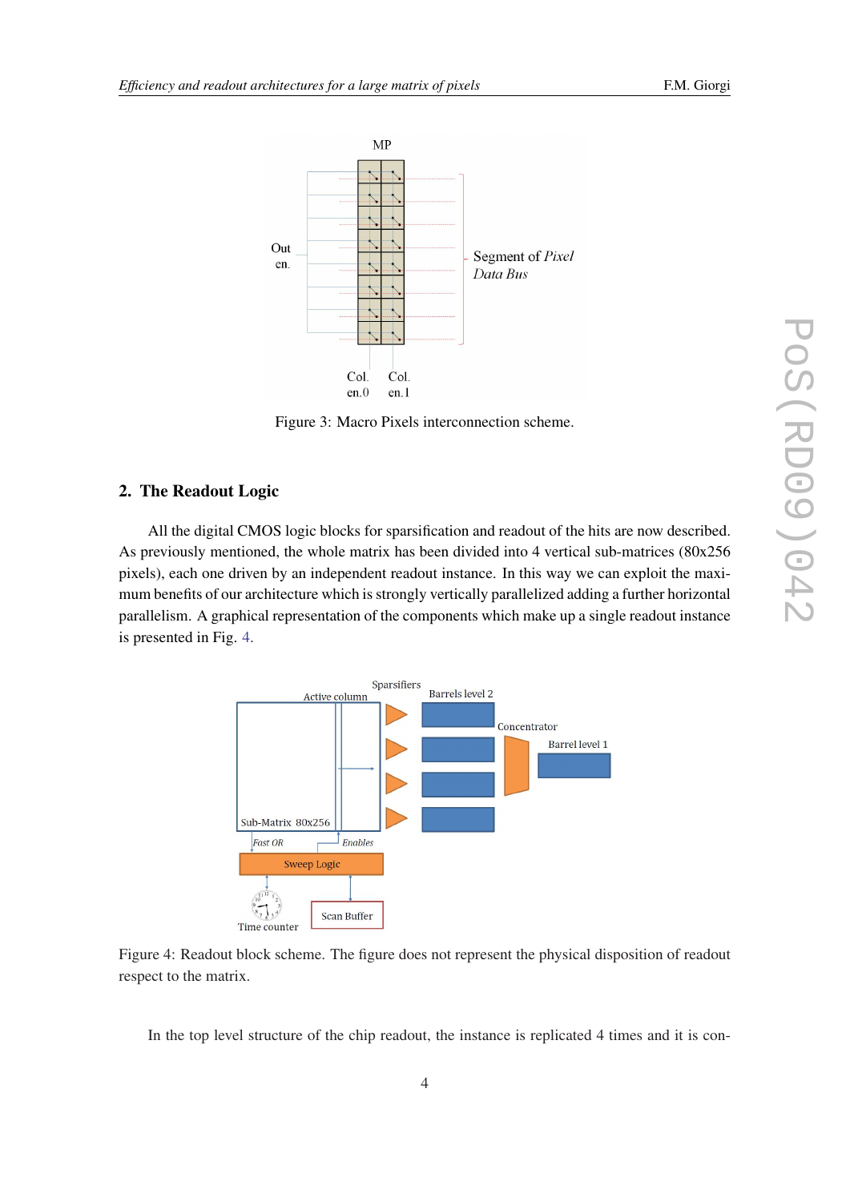Figure 3: Macro Pixels interconnection scheme.

## 2. The Readout Logic

All the digital CMOS logic blocks for sparsification and readout of the hits are now described. As previously mentioned, the whole matrix has been divided into 4 vertical sub-matrices (80x256 pixels), each one driven by an independent readout instance. In this way we can exploit the maximum benefits of our architecture which is strongly vertically parallelized adding a further horizontal parallelism. A graphical representation of the components which make up a single readout instance is presented in Fig. 4.

Figure 4: Readout block scheme. The figure does not represent the physical disposition of readout respect to the matrix.

In the top level structure of the chip readout, the instance is replicated 4 times and it is con-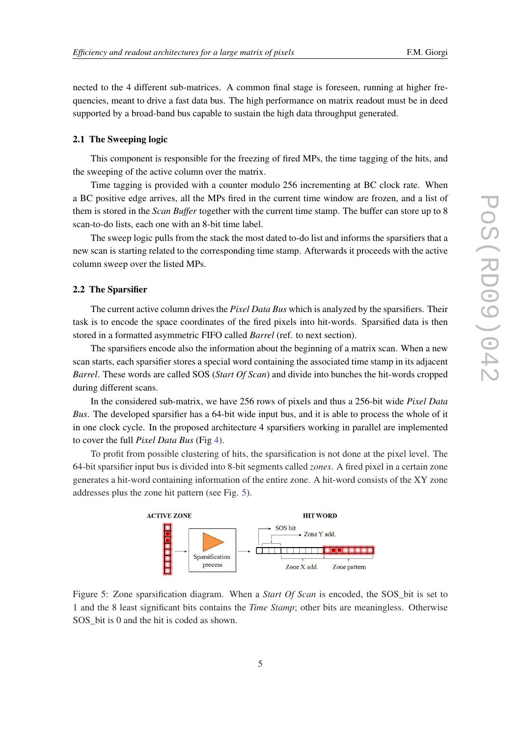nected to the 4 different sub-matrices. A common final stage is foreseen, running at higher frequencies, meant to drive a fast data bus. The high performance on matrix readout must be in deed supported by a broad-band bus capable to sustain the high data throughput generated.

### 2.1 The Sweeping logic

This component is responsible for the freezing of fired MPs, the time tagging of the hits, and the sweeping of the active column over the matrix.

Time tagging is provided with a counter modulo 256 incrementing at BC clock rate. When a BC positive edge arrives, all the MPs fired in the current time window are frozen, and a list of them is stored in the *Scan Buffer* together with the current time stamp. The buffer can store up to 8 scan-to-do lists, each one with an 8-bit time label.

The sweep logic pulls from the stack the most dated to-do list and informs the sparsifiers that a new scan is starting related to the corresponding time stamp. Afterwards it proceeds with the active column sweep over the listed MPs.

### 2.2 The Sparsifier

The current active column drives the *Pixel Data Bus* which is analyzed by the sparsifiers. Their task is to encode the space coordinates of the fired pixels into hit-words. Sparsified data is then stored in a formatted asymmetric FIFO called *Barrel* (ref. to next section).

The sparsifiers encode also the information about the beginning of a matrix scan. When a new scan starts, each sparsifier stores a special word containing the associated time stamp in its adjacent *Barrel*. These words are called SOS (*Start Of Scan*) and divide into bunches the hit-words cropped during different scans.

In the considered sub-matrix, we have 256 rows of pixels and thus a 256-bit wide *Pixel Data Bus*. The developed sparsifier has a 64-bit wide input bus, and it is able to process the whole of it in one clock cycle. In the proposed architecture 4 sparsifiers working in parallel are implemented to cover the full *Pixel Data Bus* (Fig 4).

To profit from possible clustering of hits, the sparsification is not done at the pixel level. The 64-bit sparsifier input bus is divided into 8-bit segments called *zones*. A fired pixel in a certain zone generates a hit-word containing information of the entire zone. A hit-word consists of the XY zone addresses plus the zone hit pattern (see Fig. 5).

Figure 5: Zone sparsification diagram. When a *Start Of Scan* is encoded, the SOS_bit is set to 1 and the 8 least significant bits contains the *Time Stamp*; other bits are meaningless. Otherwise SOS_bit is 0 and the hit is coded as shown.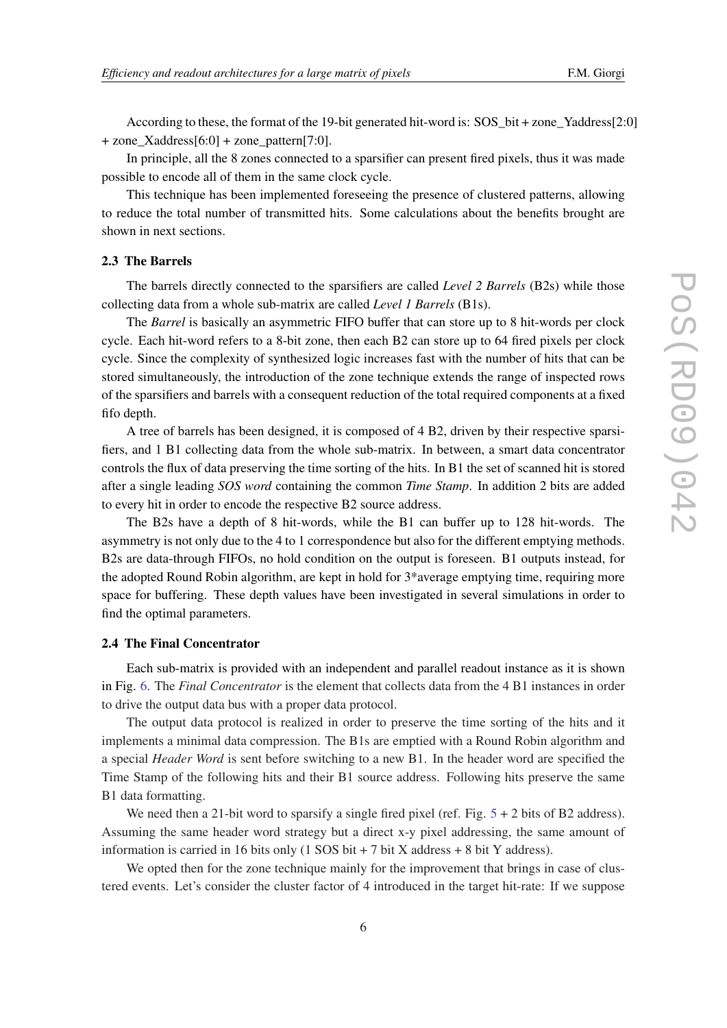According to these, the format of the 19-bit generated hit-word is: SOS_bit + zone_Yaddress[2:0] + zone_Xaddress[6:0] + zone_pattern[7:0].

In principle, all the 8 zones connected to a sparsifier can present fired pixels, thus it was made possible to encode all of them in the same clock cycle.

This technique has been implemented foreseeing the presence of clustered patterns, allowing to reduce the total number of transmitted hits. Some calculations about the benefits brought are shown in next sections.

### 2.3 The Barrels

The barrels directly connected to the sparsifiers are called *Level 2 Barrels* (B2s) while those collecting data from a whole sub-matrix are called *Level 1 Barrels* (B1s).

The *Barrel* is basically an asymmetric FIFO buffer that can store up to 8 hit-words per clock cycle. Each hit-word refers to a 8-bit zone, then each B2 can store up to 64 fired pixels per clock cycle. Since the complexity of synthesized logic increases fast with the number of hits that can be stored simultaneously, the introduction of the zone technique extends the range of inspected rows of the sparsifiers and barrels with a consequent reduction of the total required components at a fixed fifo depth.

A tree of barrels has been designed, it is composed of 4 B2, driven by their respective sparsifiers, and 1 B1 collecting data from the whole sub-matrix. In between, a smart data concentrator controls the flux of data preserving the time sorting of the hits. In B1 the set of scanned hit is stored after a single leading *SOS word* containing the common *Time Stamp*. In addition 2 bits are added to every hit in order to encode the respective B2 source address.

The B2s have a depth of 8 hit-words, while the B1 can buffer up to 128 hit-words. The asymmetry is not only due to the 4 to 1 correspondence but also for the different emptying methods. B2s are data-through FIFOs, no hold condition on the output is foreseen. B1 outputs instead, for the adopted Round Robin algorithm, are kept in hold for 3*average emptying time, requiring more space for buffering. These depth values have been investigated in several simulations in order to find the optimal parameters.

### 2.4 The Final Concentrator

Each sub-matrix is provided with an independent and parallel readout instance as it is shown in Fig. 6. The *Final Concentrator* is the element that collects data from the 4 B1 instances in order to drive the output data bus with a proper data protocol.

The output data protocol is realized in order to preserve the time sorting of the hits and it implements a minimal data compression. The B1s are emptied with a Round Robin algorithm and a special *Header Word* is sent before switching to a new B1. In the header word are specified the Time Stamp of the following hits and their B1 source address. Following hits preserve the same B1 data formatting.

We need then a 21-bit word to sparsify a single fired pixel (ref. Fig. 5 + 2 bits of B2 address). Assuming the same header word strategy but a direct x-y pixel addressing, the same amount of information is carried in 16 bits only (1 SOS bit + 7 bit X address + 8 bit Y address).

We opted then for the zone technique mainly for the improvement that brings in case of clustered events. Let's consider the cluster factor of 4 introduced in the target hit-rate: If we suppose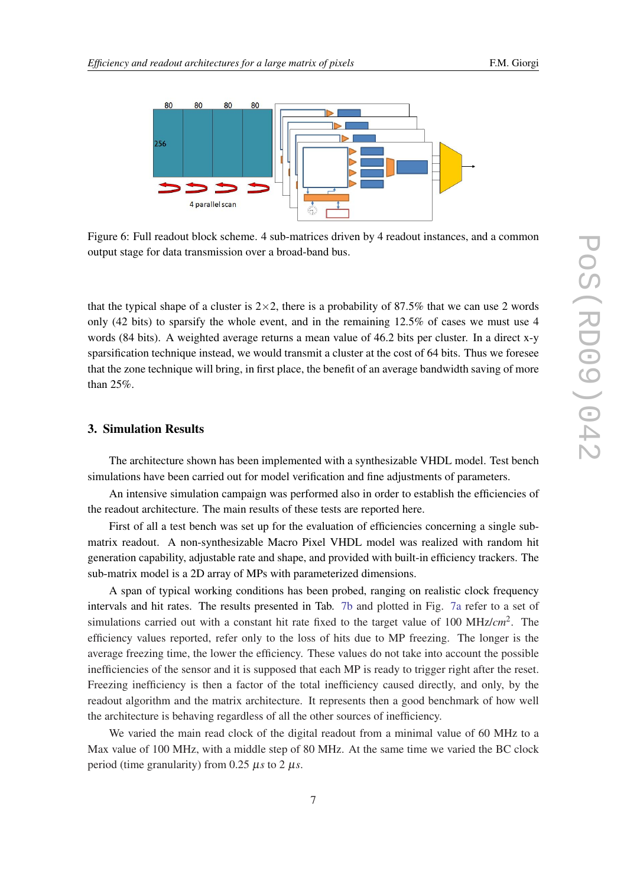Figure 6: Full readout block scheme. 4 sub-matrices driven by 4 readout instances, and a common output stage for data transmission over a broad-band bus.

that the typical shape of a cluster is 2×2, there is a probability of 87.5% that we can use 2 words only (42 bits) to sparsify the whole event, and in the remaining 12.5% of cases we must use 4 words (84 bits). A weighted average returns a mean value of 46.2 bits per cluster. In a direct x-y sparsification technique instead, we would transmit a cluster at the cost of 64 bits. Thus we foresee that the zone technique will bring, in first place, the benefit of an average bandwidth saving of more than 25%.

## 3. Simulation Results

The architecture shown has been implemented with a synthesizable VHDL model. Test bench simulations have been carried out for model verification and fine adjustments of parameters.

An intensive simulation campaign was performed also in order to establish the efficiencies of the readout architecture. The main results of these tests are reported here.

First of all a test bench was set up for the evaluation of efficiencies concerning a single sub-matrix readout. A non-synthesizable Macro Pixel VHDL model was realized with random hit generation capability, adjustable rate and shape, and provided with built-in efficiency trackers. The sub-matrix model is a 2D array of MPs with parameterized dimensions.

A span of typical working conditions has been probed, ranging on realistic clock frequency intervals and hit rates. The results presented in Tab. 7b and plotted in Fig. 7a refer to a set of simulations carried out with a constant hit rate fixed to the target value of 100 MHz/$cm^2$. The efficiency values reported, refer only to the loss of hits due to MP freezing. The longer is the average freezing time, the lower the efficiency. These values do not take into account the possible inefficiencies of the sensor and it is supposed that each MP is ready to trigger right after the reset. Freezing inefficiency is then a factor of the total inefficiency caused directly, and only, by the readout algorithm and the matrix architecture. It represents then a good benchmark of how well the architecture is behaving regardless of all the other sources of inefficiency.

We varied the main read clock of the digital readout from a minimal value of 60 MHz to a Max value of 100 MHz, with a middle step of 80 MHz. At the same time we varied the BC clock period (time granularity) from 0.25 $\mu s$ to 2 $\mu s$.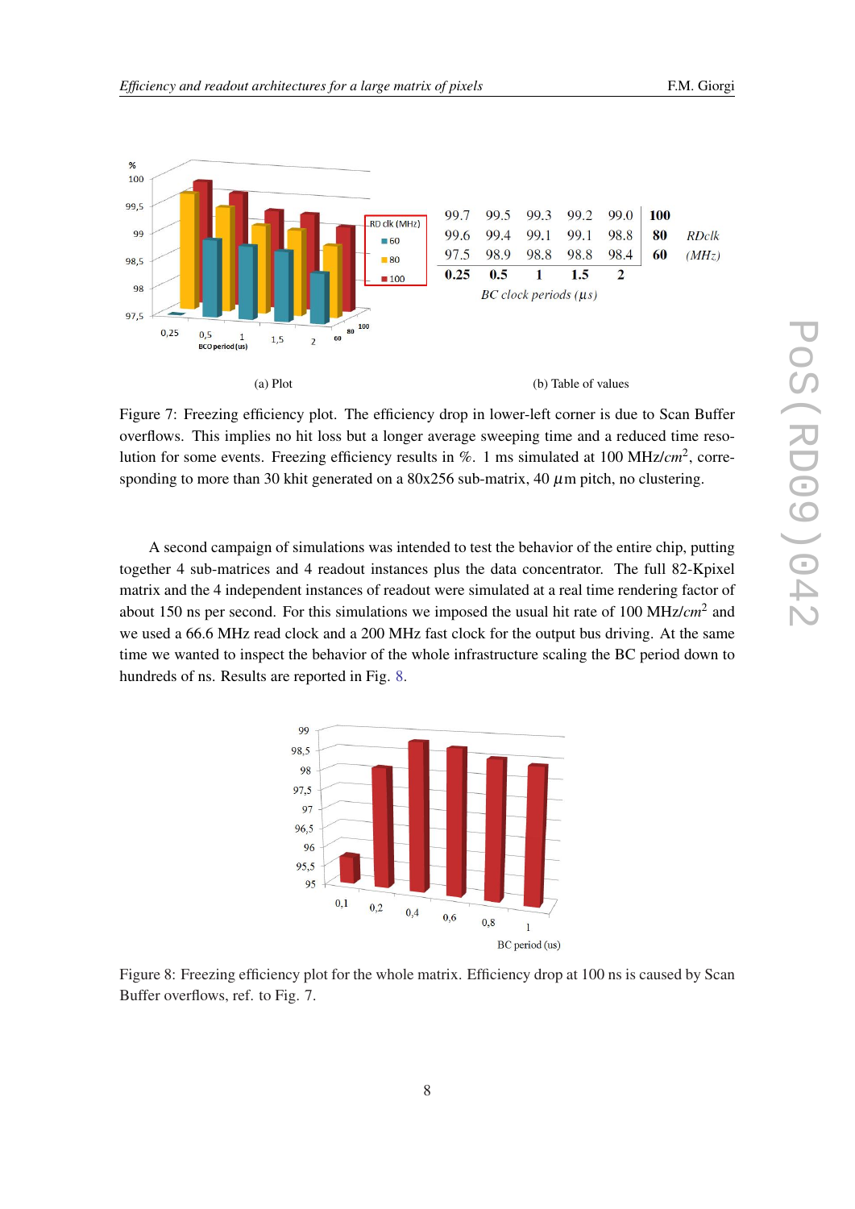| | | | | | | |
|---|---|---|---|---|---|---|
| 99.7 | 99.5 | 99.3 | 99.2 | 99.0 | **100** | |
| 99.6 | 99.4 | 99.1 | 99.1 | 98.8 | **80** | *RDclk* |
| 97.5 | 98.9 | 98.8 | 98.8 | 98.4 | **60** | *(MHz)* |
| **0.25** | **0.5** | **1** | **1.5** | **2** | | |

*BC clock periods* ($\mu s$)

(a) Plot　　　(b) Table of values

Figure 7: Freezing efficiency plot. The efficiency drop in lower-left corner is due to Scan Buffer overflows. This implies no hit loss but a longer average sweeping time and a reduced time resolution for some events. Freezing efficiency results in %. 1 ms simulated at 100 MHz/$cm^2$, corresponding to more than 30 khit generated on a 80x256 sub-matrix, 40 $\mu$m pitch, no clustering.

A second campaign of simulations was intended to test the behavior of the entire chip, putting together 4 sub-matrices and 4 readout instances plus the data concentrator. The full 82-Kpixel matrix and the 4 independent instances of readout were simulated at a real time rendering factor of about 150 ns per second. For this simulations we imposed the usual hit rate of 100 MHz/$cm^2$ and we used a 66.6 MHz read clock and a 200 MHz fast clock for the output bus driving. At the same time we wanted to inspect the behavior of the whole infrastructure scaling the BC period down to hundreds of ns. Results are reported in Fig. 8.

Figure 8: Freezing efficiency plot for the whole matrix. Efficiency drop at 100 ns is caused by Scan Buffer overflows, ref. to Fig. 7.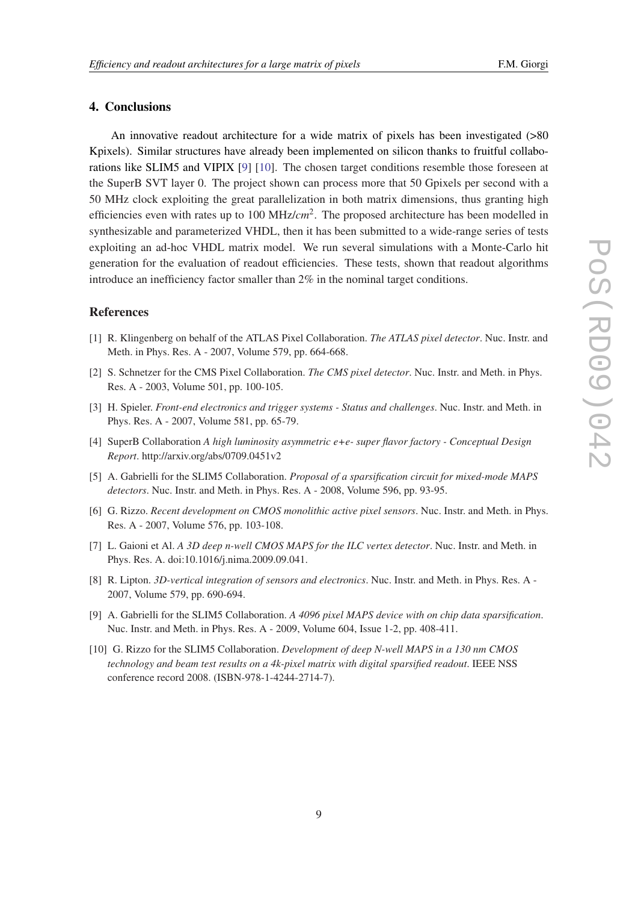## 4. Conclusions

An innovative readout architecture for a wide matrix of pixels has been investigated (>80 Kpixels). Similar structures have already been implemented on silicon thanks to fruitful collaborations like SLIM5 and VIPIX [9] [10]. The chosen target conditions resemble those foreseen at the SuperB SVT layer 0. The project shown can process more that 50 Gpixels per second with a 50 MHz clock exploiting the great parallelization in both matrix dimensions, thus granting high efficiencies even with rates up to 100 MHz/$cm^2$. The proposed architecture has been modelled in synthesizable and parameterized VHDL, then it has been submitted to a wide-range series of tests exploiting an ad-hoc VHDL matrix model. We run several simulations with a Monte-Carlo hit generation for the evaluation of readout efficiencies. These tests, shown that readout algorithms introduce an inefficiency factor smaller than 2% in the nominal target conditions.

## References

[1] R. Klingenberg on behalf of the ATLAS Pixel Collaboration. *The ATLAS pixel detector*. Nuc. Instr. and Meth. in Phys. Res. A - 2007, Volume 579, pp. 664-668.

[2] S. Schnetzer for the CMS Pixel Collaboration. *The CMS pixel detector*. Nuc. Instr. and Meth. in Phys. Res. A - 2003, Volume 501, pp. 100-105.

[3] H. Spieler. *Front-end electronics and trigger systems - Status and challenges*. Nuc. Instr. and Meth. in Phys. Res. A - 2007, Volume 581, pp. 65-79.

[4] SuperB Collaboration *A high luminosity asymmetric e+e- super flavor factory - Conceptual Design Report*. http://arxiv.org/abs/0709.0451v2

[5] A. Gabrielli for the SLIM5 Collaboration. *Proposal of a sparsification circuit for mixed-mode MAPS detectors*. Nuc. Instr. and Meth. in Phys. Res. A - 2008, Volume 596, pp. 93-95.

[6] G. Rizzo. *Recent development on CMOS monolithic active pixel sensors*. Nuc. Instr. and Meth. in Phys. Res. A - 2007, Volume 576, pp. 103-108.

[7] L. Gaioni et Al. *A 3D deep n-well CMOS MAPS for the ILC vertex detector*. Nuc. Instr. and Meth. in Phys. Res. A. doi:10.1016/j.nima.2009.09.041.

[8] R. Lipton. *3D-vertical integration of sensors and electronics*. Nuc. Instr. and Meth. in Phys. Res. A - 2007, Volume 579, pp. 690-694.

[9] A. Gabrielli for the SLIM5 Collaboration. *A 4096 pixel MAPS device with on chip data sparsification*. Nuc. Instr. and Meth. in Phys. Res. A - 2009, Volume 604, Issue 1-2, pp. 408-411.

[10] G. Rizzo for the SLIM5 Collaboration. *Development of deep N-well MAPS in a 130 nm CMOS technology and beam test results on a 4k-pixel matrix with digital sparsified readout*. IEEE NSS conference record 2008. (ISBN-978-1-4244-2714-7).